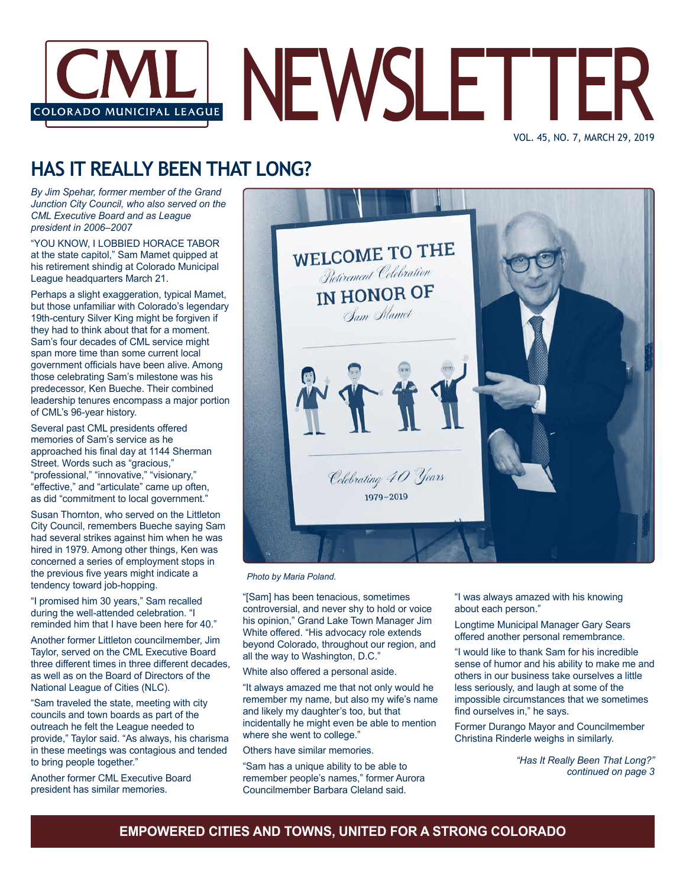# CML NEWSLETTER

COLORADO MUNICIPAL LEAGUE

VOL. 45, NO. 7, MARCH 29, 2019

## HAS IT REALLY BEEN THAT LONG?

*By Jim Spehar, former member of the Grand Junction City Council, who also served on the CML Executive Board and as League president in 2006–2007*

"YOU KNOW, I LOBBIED HORACE TABOR at the state capitol," Sam Mamet quipped at his retirement shindig at Colorado Municipal League headquarters March 21.

Perhaps a slight exaggeration, typical Mamet, but those unfamiliar with Colorado's legendary 19th-century Silver King might be forgiven if they had to think about that for a moment. Sam's four decades of CML service might span more time than some current local government officials have been alive. Among those celebrating Sam's milestone was his predecessor, Ken Bueche. Their combined leadership tenures encompass a major portion of CML's 96-year history.

Several past CML presidents offered memories of Sam's service as he approached his final day at 1144 Sherman Street. Words such as "gracious," "professional," "innovative," "visionary," "effective," and "articulate" came up often, as did "commitment to local government."

Susan Thornton, who served on the Littleton City Council, remembers Bueche saying Sam had several strikes against him when he was hired in 1979. Among other things, Ken was concerned a series of employment stops in the previous five years might indicate a tendency toward job-hopping.

"I promised him 30 years," Sam recalled during the well-attended celebration. "I reminded him that I have been here for 40."

Another former Littleton councilmember, Jim Taylor, served on the CML Executive Board three different times in three different decades, as well as on the Board of Directors of the National League of Cities (NLC).

"Sam traveled the state, meeting with city councils and town boards as part of the outreach he felt the League needed to provide," Taylor said. "As always, his charisma in these meetings was contagious and tended to bring people together."

Another former CML Executive Board president has similar memories.

*Photo by Maria Poland.*

"[Sam] has been tenacious, sometimes controversial, and never shy to hold or voice his opinion," Grand Lake Town Manager Jim White offered. "His advocacy role extends beyond Colorado, throughout our region, and all the way to Washington, D.C."

White also offered a personal aside.

"It always amazed me that not only would he remember my name, but also my wife's name and likely my daughter's too, but that incidentally he might even be able to mention where she went to college."

Others have similar memories.

"Sam has a unique ability to be able to remember people's names," former Aurora Councilmember Barbara Cleland said. "I was always amazed with his knowing about each person."

Longtime Municipal Manager Gary Sears offered another personal remembrance.

"I would like to thank Sam for his incredible sense of humor and his ability to make me and others in our business take ourselves a little less seriously, and laugh at some of the impossible circumstances that we sometimes find ourselves in," he says.

Former Durango Mayor and Councilmember Christina Rinderle weighs in similarly.

*"Has It Really Been That Long?" continued on page 3*

**EMPOWERED CITIES AND TOWNS, UNITED FOR A STRONG COLORADO**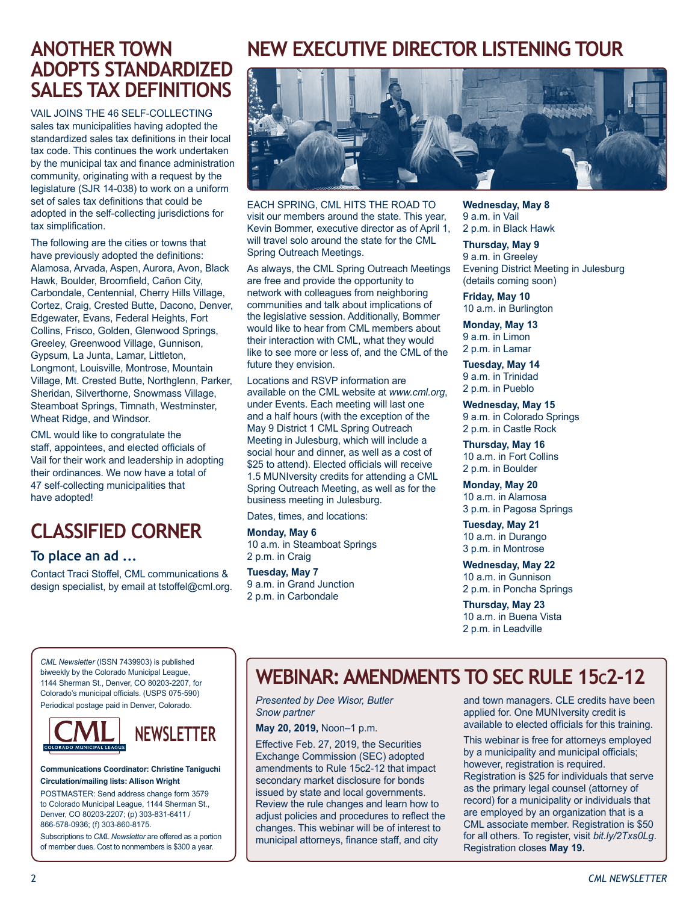## ANOTHER TOWN ADOPTS STANDARDIZED SALES TAX DEFINITIONS

VAIL JOINS THE 46 SELF-COLLECTING sales tax municipalities having adopted the standardized sales tax definitions in their local tax code. This continues the work undertaken by the municipal tax and finance administration community, originating with a request by the legislature (SJR 14-038) to work on a uniform set of sales tax definitions that could be adopted in the self-collecting jurisdictions for tax simplification.

The following are the cities or towns that have previously adopted the definitions: Alamosa, Arvada, Aspen, Aurora, Avon, Black Hawk, Boulder, Broomfield, Cañon City, Carbondale, Centennial, Cherry Hills Village, Cortez, Craig, Crested Butte, Dacono, Denver, Edgewater, Evans, Federal Heights, Fort Collins, Frisco, Golden, Glenwood Springs, Greeley, Greenwood Village, Gunnison, Gypsum, La Junta, Lamar, Littleton, Longmont, Louisville, Montrose, Mountain Village, Mt. Crested Butte, Northglenn, Parker, Sheridan, Silverthorne, Snowmass Village, Steamboat Springs, Timnath, Westminster, Wheat Ridge, and Windsor.

CML would like to congratulate the staff, appointees, and elected officials of Vail for their work and leadership in adopting their ordinances. We now have a total of 47 self-collecting municipalities that have adopted!

## CLASSIFIED CORNER

### To place an ad ...

Contact Traci Stoffel, CML communications & design specialist, by email at tstoffel@cml.org.

## NEW EXECUTIVE DIRECTOR LISTENING TOUR

EACH SPRING, CML HITS THE ROAD TO visit our members around the state. This year, Kevin Bommer, executive director as of April 1, will travel solo around the state for the CML Spring Outreach Meetings.

As always, the CML Spring Outreach Meetings are free and provide the opportunity to network with colleagues from neighboring communities and talk about implications of the legislative session. Additionally, Bommer would like to hear from CML members about their interaction with CML, what they would like to see more or less of, and the CML of the future they envision.

Locations and RSVP information are available on the CML website at *www.cml.org*, under Events. Each meeting will last one and a half hours (with the exception of the May 9 District 1 CML Spring Outreach Meeting in Julesburg, which will include a social hour and dinner, as well as a cost of $25 to attend). Elected officials will receive 1.5 MUNIversity credits for attending a CML Spring Outreach Meeting, as well as for the business meeting in Julesburg.

Dates, times, and locations:

**Monday, May 6**
10 a.m. in Steamboat Springs
2 p.m. in Craig

**Tuesday, May 7**
9 a.m. in Grand Junction
2 p.m. in Carbondale

**Wednesday, May 8**
9 a.m. in Vail
2 p.m. in Black Hawk

**Thursday, May 9**
9 a.m. in Greeley
Evening District Meeting in Julesburg (details coming soon)

**Friday, May 10**
10 a.m. in Burlington

**Monday, May 13**
9 a.m. in Limon
2 p.m. in Lamar

**Tuesday, May 14**
9 a.m. in Trinidad
2 p.m. in Pueblo

**Wednesday, May 15**
9 a.m. in Colorado Springs
2 p.m. in Castle Rock

**Thursday, May 16**
10 a.m. in Fort Collins
2 p.m. in Boulder

**Monday, May 20**
10 a.m. in Alamosa
3 p.m. in Pagosa Springs

**Tuesday, May 21**
10 a.m. in Durango
3 p.m. in Montrose

**Wednesday, May 22**
10 a.m. in Gunnison
2 p.m. in Poncha Springs

**Thursday, May 23**
10 a.m. in Buena Vista
2 p.m. in Leadville

*CML Newsletter* (ISSN 7439903) is published biweekly by the Colorado Municipal League, 1144 Sherman St., Denver, CO 80203-2207, for Colorado's municipal officials. (USPS 075-590) Periodical postage paid in Denver, Colorado.

CML NEWSLETTER — COLORADO MUNICIPAL LEAGUE

**Communications Coordinator: Christine Taniguchi**
**Circulation/mailing lists: Allison Wright**

POSTMASTER: Send address change form 3579 to Colorado Municipal League, 1144 Sherman St., Denver, CO 80203-2207; (p) 303-831-6411 / 866-578-0936; (f) 303-860-8175.

Subscriptions to *CML Newsletter* are offered as a portion of member dues. Cost to nonmembers is $300 a year.

## WEBINAR: AMENDMENTS TO SEC RULE 15c2-12

*Presented by Dee Wisor, Butler Snow partner*

**May 20, 2019,** Noon–1 p.m.

Effective Feb. 27, 2019, the Securities Exchange Commission (SEC) adopted amendments to Rule 15c2-12 that impact secondary market disclosure for bonds issued by state and local governments. Review the rule changes and learn how to adjust policies and procedures to reflect the changes. This webinar will be of interest to municipal attorneys, finance staff, and city and town managers. CLE credits have been applied for. One MUNIversity credit is available to elected officials for this training.

This webinar is free for attorneys employed by a municipality and municipal officials; however, registration is required. Registration is $25 for individuals that serve as the primary legal counsel (attorney of record) for a municipality or individuals that are employed by an organization that is a CML associate member. Registration is $50 for all others. To register, visit *bit.ly/2Txs0Lg*. Registration closes **May 19.**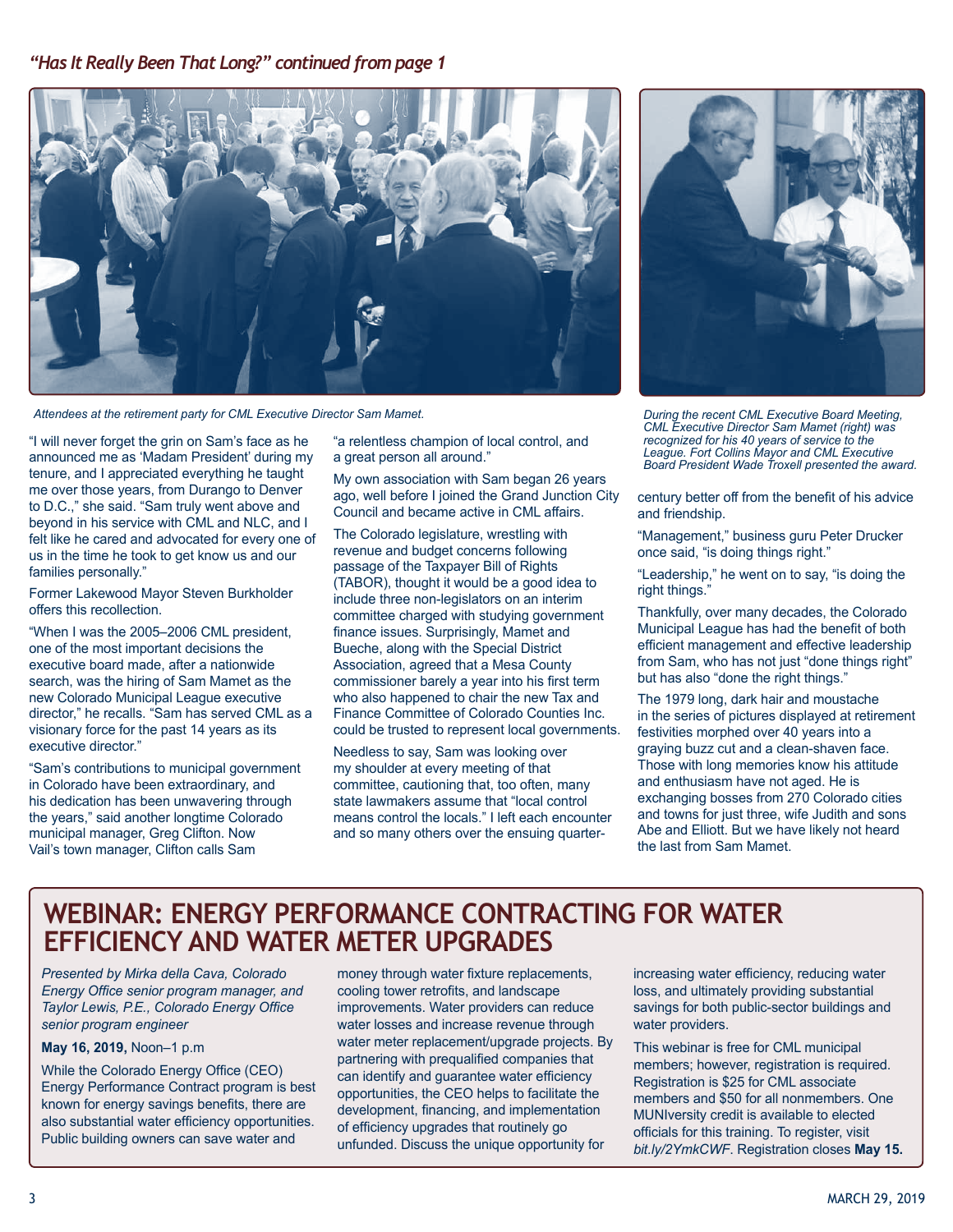*"Has It Really Been That Long?" continued from page 1*

Attendees at the retirement party for CML Executive Director Sam Mamet.

During the recent CML Executive Board Meeting, CML Executive Director Sam Mamet (right) was recognized for his 40 years of service to the League. Fort Collins Mayor and CML Executive Board President Wade Troxell presented the award.

"I will never forget the grin on Sam's face as he announced me as 'Madam President' during my tenure, and I appreciated everything he taught me over those years, from Durango to Denver to D.C.," she said. "Sam truly went above and beyond in his service with CML and NLC, and I felt like he cared and advocated for every one of us in the time he took to get know us and our families personally."

Former Lakewood Mayor Steven Burkholder offers this recollection.

"When I was the 2005–2006 CML president, one of the most important decisions the executive board made, after a nationwide search, was the hiring of Sam Mamet as the new Colorado Municipal League executive director," he recalls. "Sam has served CML as a visionary force for the past 14 years as its executive director."

"Sam's contributions to municipal government in Colorado have been extraordinary, and his dedication has been unwavering through the years," said another longtime Colorado municipal manager, Greg Clifton. Now Vail's town manager, Clifton calls Sam "a relentless champion of local control, and a great person all around."

My own association with Sam began 26 years ago, well before I joined the Grand Junction City Council and became active in CML affairs.

The Colorado legislature, wrestling with revenue and budget concerns following passage of the Taxpayer Bill of Rights (TABOR), thought it would be a good idea to include three non-legislators on an interim committee charged with studying government finance issues. Surprisingly, Mamet and Bueche, along with the Special District Association, agreed that a Mesa County commissioner barely a year into his first term who also happened to chair the new Tax and Finance Committee of Colorado Counties Inc. could be trusted to represent local governments.

Needless to say, Sam was looking over my shoulder at every meeting of that committee, cautioning that, too often, many state lawmakers assume that "local control means control the locals." I left each encounter and so many others over the ensuing quarter-century better off from the benefit of his advice and friendship.

"Management," business guru Peter Drucker once said, "is doing things right."

"Leadership," he went on to say, "is doing the right things."

Thankfully, over many decades, the Colorado Municipal League has had the benefit of both efficient management and effective leadership from Sam, who has not just "done things right" but has also "done the right things."

The 1979 long, dark hair and moustache in the series of pictures displayed at retirement festivities morphed over 40 years into a graying buzz cut and a clean-shaven face. Those with long memories know his attitude and enthusiasm have not aged. He is exchanging bosses from 270 Colorado cities and towns for just three, wife Judith and sons Abe and Elliott. But we have likely not heard the last from Sam Mamet.

## WEBINAR: ENERGY PERFORMANCE CONTRACTING FOR WATER EFFICIENCY AND WATER METER UPGRADES

*Presented by Mirka della Cava, Colorado Energy Office senior program manager, and Taylor Lewis, P.E., Colorado Energy Office senior program engineer*

**May 16, 2019,** Noon–1 p.m

While the Colorado Energy Office (CEO) Energy Performance Contract program is best known for energy savings benefits, there are also substantial water efficiency opportunities. Public building owners can save water and money through water fixture replacements, cooling tower retrofits, and landscape improvements. Water providers can reduce water losses and increase revenue through water meter replacement/upgrade projects. By partnering with prequalified companies that can identify and guarantee water efficiency opportunities, the CEO helps to facilitate the development, financing, and implementation of efficiency upgrades that routinely go unfunded. Discuss the unique opportunity for increasing water efficiency, reducing water loss, and ultimately providing substantial savings for both public-sector buildings and water providers.

This webinar is free for CML municipal members; however, registration is required. Registration is $25 for CML associate members and $50 for all nonmembers. One MUNIversity credit is available to elected officials for this training. To register, visit *bit.ly/2YmkCWF*. Registration closes **May 15.**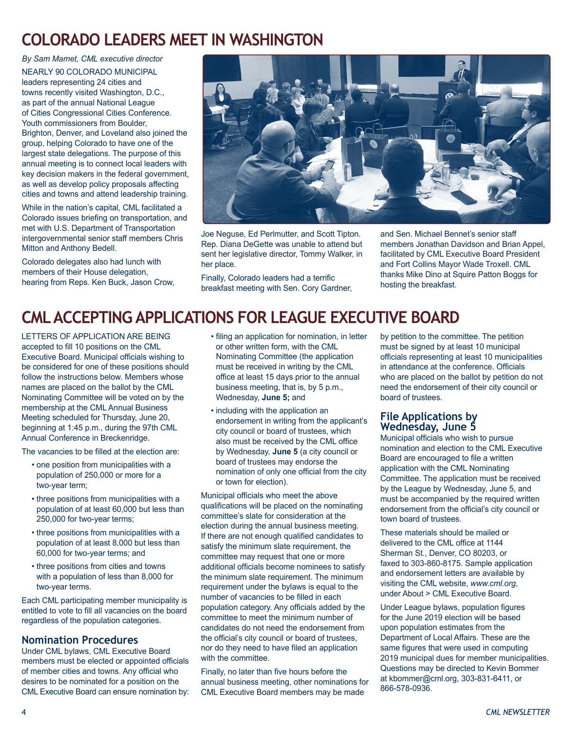# COLORADO LEADERS MEET IN WASHINGTON

*By Sam Mamet, CML executive director*

NEARLY 90 COLORADO MUNICIPAL leaders representing 24 cities and towns recently visited Washington, D.C., as part of the annual National League of Cities Congressional Cities Conference. Youth commissioners from Boulder, Brighton, Denver, and Loveland also joined the group, helping Colorado to have one of the largest state delegations. The purpose of this annual meeting is to connect local leaders with key decision makers in the federal government, as well as develop policy proposals affecting cities and towns and attend leadership training.

While in the nation's capital, CML facilitated a Colorado issues briefing on transportation, and met with U.S. Department of Transportation intergovernmental senior staff members Chris Mitton and Anthony Bedell.

Colorado delegates also had lunch with members of their House delegation, hearing from Reps. Ken Buck, Jason Crow, Joe Neguse, Ed Perlmutter, and Scott Tipton. Rep. Diana DeGette was unable to attend but sent her legislative director, Tommy Walker, in her place.

Finally, Colorado leaders had a terrific breakfast meeting with Sen. Cory Gardner, and Sen. Michael Bennet's senior staff members Jonathan Davidson and Brian Appel, facilitated by CML Executive Board President and Fort Collins Mayor Wade Troxell. CML thanks Mike Dino at Squire Patton Boggs for hosting the breakfast.

# CML ACCEPTING APPLICATIONS FOR LEAGUE EXECUTIVE BOARD

LETTERS OF APPLICATION ARE BEING accepted to fill 10 positions on the CML Executive Board. Municipal officials wishing to be considered for one of these positions should follow the instructions below. Members whose names are placed on the ballot by the CML Nominating Committee will be voted on by the membership at the CML Annual Business Meeting scheduled for Thursday, June 20, beginning at 1:45 p.m., during the 97th CML Annual Conference in Breckenridge.

The vacancies to be filled at the election are:

- one position from municipalities with a population of 250,000 or more for a two-year term;
- three positions from municipalities with a population of at least 60,000 but less than 250,000 for two-year terms;
- three positions from municipalities with a population of at least 8,000 but less than 60,000 for two-year terms; and
- three positions from cities and towns with a population of less than 8,000 for two-year terms.

Each CML participating member municipality is entitled to vote to fill all vacancies on the board regardless of the population categories.

## Nomination Procedures

Under CML bylaws, CML Executive Board members must be elected or appointed officials of member cities and towns. Any official who desires to be nominated for a position on the CML Executive Board can ensure nomination by:

- filing an application for nomination, in letter or other written form, with the CML Nominating Committee (the application must be received in writing by the CML office at least 15 days prior to the annual business meeting, that is, by 5 p.m., Wednesday, **June 5;** and
- including with the application an endorsement in writing from the applicant's city council or board of trustees, which also must be received by the CML office by Wednesday, **June 5** (a city council or board of trustees may endorse the nomination of only one official from the city or town for election).

Municipal officials who meet the above qualifications will be placed on the nominating committee's slate for consideration at the election during the annual business meeting. If there are not enough qualified candidates to satisfy the minimum slate requirement, the committee may request that one or more additional officials become nominees to satisfy the minimum slate requirement. The minimum requirement under the bylaws is equal to the number of vacancies to be filled in each population category. Any officials added by the committee to meet the minimum number of candidates do not need the endorsement from the official's city council or board of trustees, nor do they need to have filed an application with the committee.

Finally, no later than five hours before the annual business meeting, other nominations for CML Executive Board members may be made by petition to the committee. The petition must be signed by at least 10 municipal officials representing at least 10 municipalities in attendance at the conference. Officials who are placed on the ballot by petition do not need the endorsement of their city council or board of trustees.

## File Applications by Wednesday, June 5

Municipal officials who wish to pursue nomination and election to the CML Executive Board are encouraged to file a written application with the CML Nominating Committee. The application must be received by the League by Wednesday, June 5, and must be accompanied by the required written endorsement from the official's city council or town board of trustees.

These materials should be mailed or delivered to the CML office at 1144 Sherman St., Denver, CO 80203, or faxed to 303-860-8175. Sample application and endorsement letters are available by visiting the CML website, *www.cml.org*, under About > CML Executive Board.

Under League bylaws, population figures for the June 2019 election will be based upon population estimates from the Department of Local Affairs. These are the same figures that were used in computing 2019 municipal dues for member municipalities. Questions may be directed to Kevin Bommer at kbommer@cml.org, 303-831-6411, or 866-578-0936.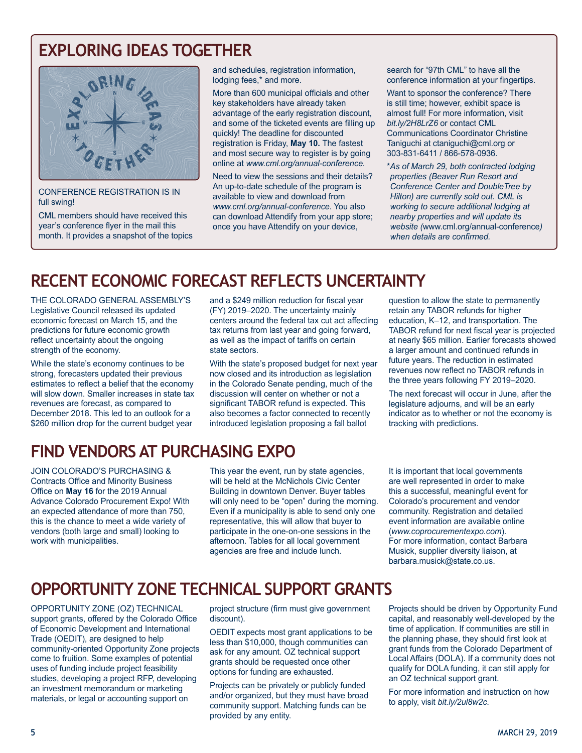## EXPLORING IDEAS TOGETHER

CONFERENCE REGISTRATION IS IN full swing!

CML members should have received this year's conference flyer in the mail this month. It provides a snapshot of the topics and schedules, registration information, lodging fees,* and more.

More than 600 municipal officials and other key stakeholders have already taken advantage of the early registration discount, and some of the ticketed events are filling up quickly! The deadline for discounted registration is Friday, **May 10.** The fastest and most secure way to register is by going online at *www.cml.org/annual-conference.*

Need to view the sessions and their details? An up-to-date schedule of the program is available to view and download from *www.cml.org/annual-conference*. You also can download Attendify from your app store; once you have Attendify on your device, search for "97th CML" to have all the conference information at your fingertips.

Want to sponsor the conference? There is still time; however, exhibit space is almost full! For more information, visit *bit.ly/2H8LrZ6* or contact CML Communications Coordinator Christine Taniguchi at ctaniguchi@cml.org or 303-831-6411 / 866-578-0936.

**As of March 29, both contracted lodging properties (Beaver Run Resort and Conference Center and DoubleTree by Hilton) are currently sold out. CML is working to secure additional lodging at nearby properties and will update its website (*www.cml.org/annual-conference*) when details are confirmed.*

## RECENT ECONOMIC FORECAST REFLECTS UNCERTAINTY

THE COLORADO GENERAL ASSEMBLY'S Legislative Council released its updated economic forecast on March 15, and the predictions for future economic growth reflect uncertainty about the ongoing strength of the economy.

While the state's economy continues to be strong, forecasters updated their previous estimates to reflect a belief that the economy will slow down. Smaller increases in state tax revenues are forecast, as compared to December 2018. This led to an outlook for a $260 million drop for the current budget year and a $249 million reduction for fiscal year (FY) 2019–2020. The uncertainty mainly centers around the federal tax cut act affecting tax returns from last year and going forward, as well as the impact of tariffs on certain state sectors.

With the state's proposed budget for next year now closed and its introduction as legislation in the Colorado Senate pending, much of the discussion will center on whether or not a significant TABOR refund is expected. This also becomes a factor connected to recently introduced legislation proposing a fall ballot question to allow the state to permanently retain any TABOR refunds for higher education, K–12, and transportation. The TABOR refund for next fiscal year is projected at nearly $65 million. Earlier forecasts showed a larger amount and continued refunds in future years. The reduction in estimated revenues now reflect no TABOR refunds in the three years following FY 2019–2020.

The next forecast will occur in June, after the legislature adjourns, and will be an early indicator as to whether or not the economy is tracking with predictions.

## FIND VENDORS AT PURCHASING EXPO

JOIN COLORADO'S PURCHASING & Contracts Office and Minority Business Office on **May 16** for the 2019 Annual Advance Colorado Procurement Expo! With an expected attendance of more than 750, this is the chance to meet a wide variety of vendors (both large and small) looking to work with municipalities.

This year the event, run by state agencies, will be held at the McNichols Civic Center Building in downtown Denver. Buyer tables will only need to be "open" during the morning. Even if a municipality is able to send only one representative, this will allow that buyer to participate in the one-on-one sessions in the afternoon. Tables for all local government agencies are free and include lunch.

It is important that local governments are well represented in order to make this a successful, meaningful event for Colorado's procurement and vendor community. Registration and detailed event information are available online (*www.coprocurementexpo.com*). For more information, contact Barbara Musick, supplier diversity liaison, at barbara.musick@state.co.us.

## OPPORTUNITY ZONE TECHNICAL SUPPORT GRANTS

OPPORTUNITY ZONE (OZ) TECHNICAL support grants, offered by the Colorado Office of Economic Development and International Trade (OEDIT), are designed to help community-oriented Opportunity Zone projects come to fruition. Some examples of potential uses of funding include project feasibility studies, developing a project RFP, developing an investment memorandum or marketing materials, or legal or accounting support on project structure (firm must give government discount).

OEDIT expects most grant applications to be less than $10,000, though communities can ask for any amount. OZ technical support grants should be requested once other options for funding are exhausted.

Projects can be privately or publicly funded and/or organized, but they must have broad community support. Matching funds can be provided by any entity.

Projects should be driven by Opportunity Fund capital, and reasonably well-developed by the time of application. If communities are still in the planning phase, they should first look at grant funds from the Colorado Department of Local Affairs (DOLA). If a community does not qualify for DOLA funding, it can still apply for an OZ technical support grant.

For more information and instruction on how to apply, visit *bit.ly/2ul8w2c*.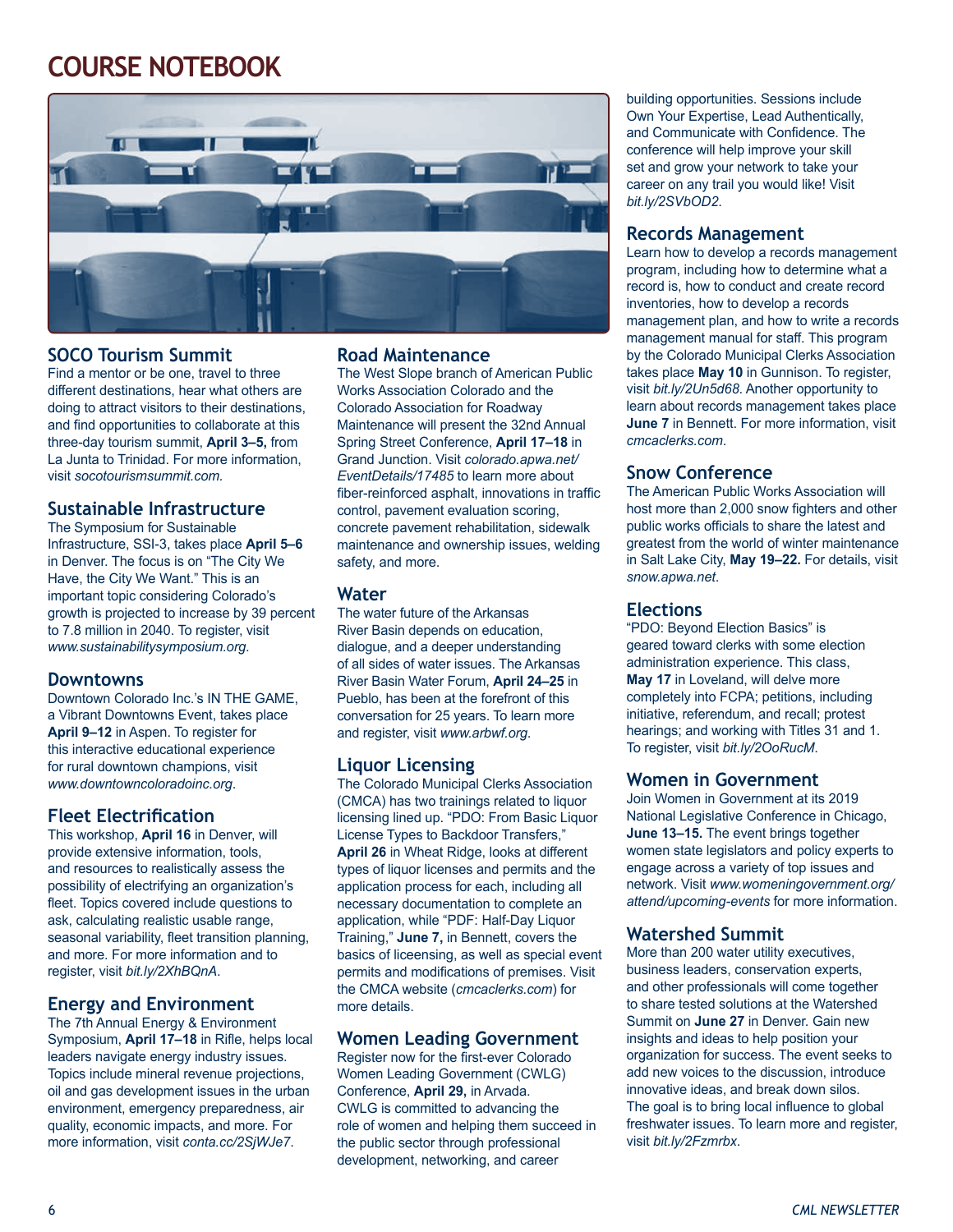# COURSE NOTEBOOK

## SOCO Tourism Summit

Find a mentor or be one, travel to three different destinations, hear what others are doing to attract visitors to their destinations, and find opportunities to collaborate at this three-day tourism summit, **April 3–5,** from La Junta to Trinidad. For more information, visit *socotourismsummit.com.*

## Sustainable Infrastructure

The Symposium for Sustainable Infrastructure, SSI-3, takes place **April 5–6** in Denver. The focus is on "The City We Have, the City We Want." This is an important topic considering Colorado's growth is projected to increase by 39 percent to 7.8 million in 2040. To register, visit *www.sustainabilitysymposium.org*.

## Downtowns

Downtown Colorado Inc.'s IN THE GAME, a Vibrant Downtowns Event, takes place **April 9–12** in Aspen. To register for this interactive educational experience for rural downtown champions, visit *www.downtowncoloradoinc.org*.

## Fleet Electrification

This workshop, **April 16** in Denver, will provide extensive information, tools, and resources to realistically assess the possibility of electrifying an organization's fleet. Topics covered include questions to ask, calculating realistic usable range, seasonal variability, fleet transition planning, and more. For more information and to register, visit *bit.ly/2XhBQnA*.

## Energy and Environment

The 7th Annual Energy & Environment Symposium, **April 17–18** in Rifle, helps local leaders navigate energy industry issues. Topics include mineral revenue projections, oil and gas development issues in the urban environment, emergency preparedness, air quality, economic impacts, and more. For more information, visit *conta.cc/2SjWJe7*.

## Road Maintenance

The West Slope branch of American Public Works Association Colorado and the Colorado Association for Roadway Maintenance will present the 32nd Annual Spring Street Conference, **April 17–18** in Grand Junction. Visit *colorado.apwa.net/EventDetails/17485* to learn more about fiber-reinforced asphalt, innovations in traffic control, pavement evaluation scoring, concrete pavement rehabilitation, sidewalk maintenance and ownership issues, welding safety, and more.

## Water

The water future of the Arkansas River Basin depends on education, dialogue, and a deeper understanding of all sides of water issues. The Arkansas River Basin Water Forum, **April 24–25** in Pueblo, has been at the forefront of this conversation for 25 years. To learn more and register, visit *www.arbwf.org*.

## Liquor Licensing

The Colorado Municipal Clerks Association (CMCA) has two trainings related to liquor licensing lined up. "PDO: From Basic Liquor License Types to Backdoor Transfers," **April 26** in Wheat Ridge, looks at different types of liquor licenses and permits and the application process for each, including all necessary documentation to complete an application, while "PDF: Half-Day Liquor Training," **June 7,** in Bennett, covers the basics of liceensing, as well as special event permits and modifications of premises. Visit the CMCA website (*cmcaclerks.com*) for more details.

## Women Leading Government

Register now for the first-ever Colorado Women Leading Government (CWLG) Conference, **April 29,** in Arvada. CWLG is committed to advancing the role of women and helping them succeed in the public sector through professional development, networking, and career building opportunities. Sessions include Own Your Expertise, Lead Authentically, and Communicate with Confidence. The conference will help improve your skill set and grow your network to take your career on any trail you would like! Visit *bit.ly/2SVbOD2.*

## Records Management

Learn how to develop a records management program, including how to determine what a record is, how to conduct and create record inventories, how to develop a records management plan, and how to write a records management manual for staff. This program by the Colorado Municipal Clerks Association takes place **May 10** in Gunnison. To register, visit *bit.ly/2Un5d68*. Another opportunity to learn about records management takes place **June 7** in Bennett. For more information, visit *cmcaclerks.com*.

## Snow Conference

The American Public Works Association will host more than 2,000 snow fighters and other public works officials to share the latest and greatest from the world of winter maintenance in Salt Lake City, **May 19–22.** For details, visit *snow.apwa.net*.

## Elections

"PDO: Beyond Election Basics" is geared toward clerks with some election administration experience. This class, **May 17** in Loveland, will delve more completely into FCPA; petitions, including initiative, referendum, and recall; protest hearings; and working with Titles 31 and 1. To register, visit *bit.ly/2OoRucM*.

## Women in Government

Join Women in Government at its 2019 National Legislative Conference in Chicago, **June 13–15.** The event brings together women state legislators and policy experts to engage across a variety of top issues and network. Visit *www.womeningovernment.org/attend/upcoming-events* for more information.

## Watershed Summit

More than 200 water utility executives, business leaders, conservation experts, and other professionals will come together to share tested solutions at the Watershed Summit on **June 27** in Denver. Gain new insights and ideas to help position your organization for success. The event seeks to add new voices to the discussion, introduce innovative ideas, and break down silos. The goal is to bring local influence to global freshwater issues. To learn more and register, visit *bit.ly/2Fzmrbx*.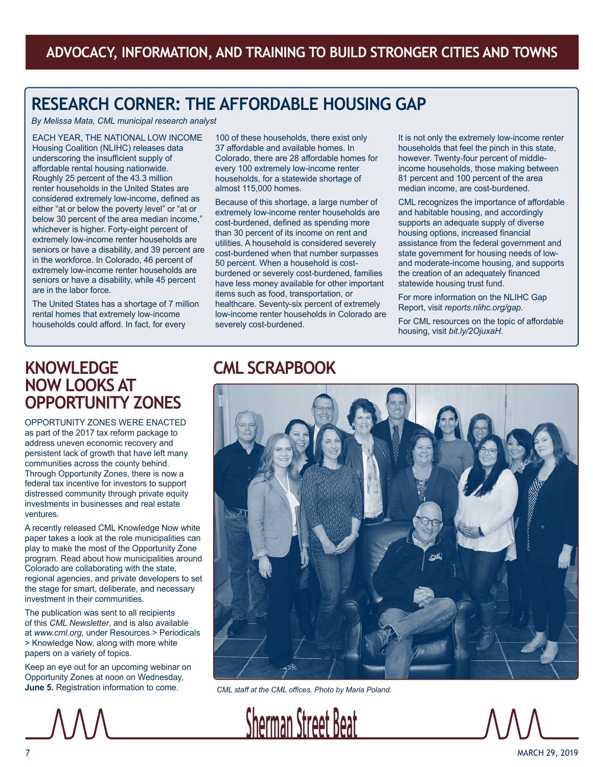ADVOCACY, INFORMATION, AND TRAINING TO BUILD STRONGER CITIES AND TOWNS

## RESEARCH CORNER: THE AFFORDABLE HOUSING GAP

*By Melissa Mata, CML municipal research analyst*

EACH YEAR, THE NATIONAL LOW INCOME Housing Coalition (NLIHC) releases data underscoring the insufficient supply of affordable rental housing nationwide. Roughly 25 percent of the 43.3 million renter households in the United States are considered extremely low-income, defined as either "at or below the poverty level" or "at or below 30 percent of the area median income," whichever is higher. Forty-eight percent of extremely low-income renter households are seniors or have a disability, and 39 percent are in the workforce. In Colorado, 46 percent of extremely low-income renter households are seniors or have a disability, while 45 percent are in the labor force.

The United States has a shortage of 7 million rental homes that extremely low-income households could afford. In fact, for every 100 of these households, there exist only 37 affordable and available homes. In Colorado, there are 28 affordable homes for every 100 extremely low-income renter households, for a statewide shortage of almost 115,000 homes.

Because of this shortage, a large number of extremely low-income renter households are cost-burdened, defined as spending more than 30 percent of its income on rent and utilities. A household is considered severely cost-burdened when that number surpasses 50 percent. When a household is cost-burdened or severely cost-burdened, families have less money available for other important items such as food, transportation, or healthcare. Seventy-six percent of extremely low-income renter households in Colorado are severely cost-burdened.

It is not only the extremely low-income renter households that feel the pinch in this state, however. Twenty-four percent of middle-income households, those making between 81 percent and 100 percent of the area median income, are cost-burdened.

CML recognizes the importance of affordable and habitable housing, and accordingly supports an adequate supply of diverse housing options, increased financial assistance from the federal government and state government for housing needs of low- and moderate-income housing, and supports the creation of an adequately financed statewide housing trust fund.

For more information on the NLIHC Gap Report, visit *reports.nlihc.org/gap*.

For CML resources on the topic of affordable housing, visit *bit.ly/2OjuxaH.*

## KNOWLEDGE NOW LOOKS AT OPPORTUNITY ZONES

OPPORTUNITY ZONES WERE ENACTED as part of the 2017 tax reform package to address uneven economic recovery and persistent lack of growth that have left many communities across the county behind. Through Opportunity Zones, there is now a federal tax incentive for investors to support distressed community through private equity investments in businesses and real estate ventures.

A recently released CML Knowledge Now white paper takes a look at the role municipalities can play to make the most of the Opportunity Zone program. Read about how municipalities around Colorado are collaborating with the state, regional agencies, and private developers to set the stage for smart, deliberate, and necessary investment in their communities.

The publication was sent to all recipients of this *CML Newsletter*, and is also available at *www.cml.org,* under Resources > Periodicals > Knowledge Now, along with more white papers on a variety of topics.

Keep an eye out for an upcoming webinar on Opportunity Zones at noon on Wednesday, **June 5.** Registration information to come.

## CML SCRAPBOOK

*CML staff at the CML offices. Photo by Maria Poland.*

Sherman Street Beat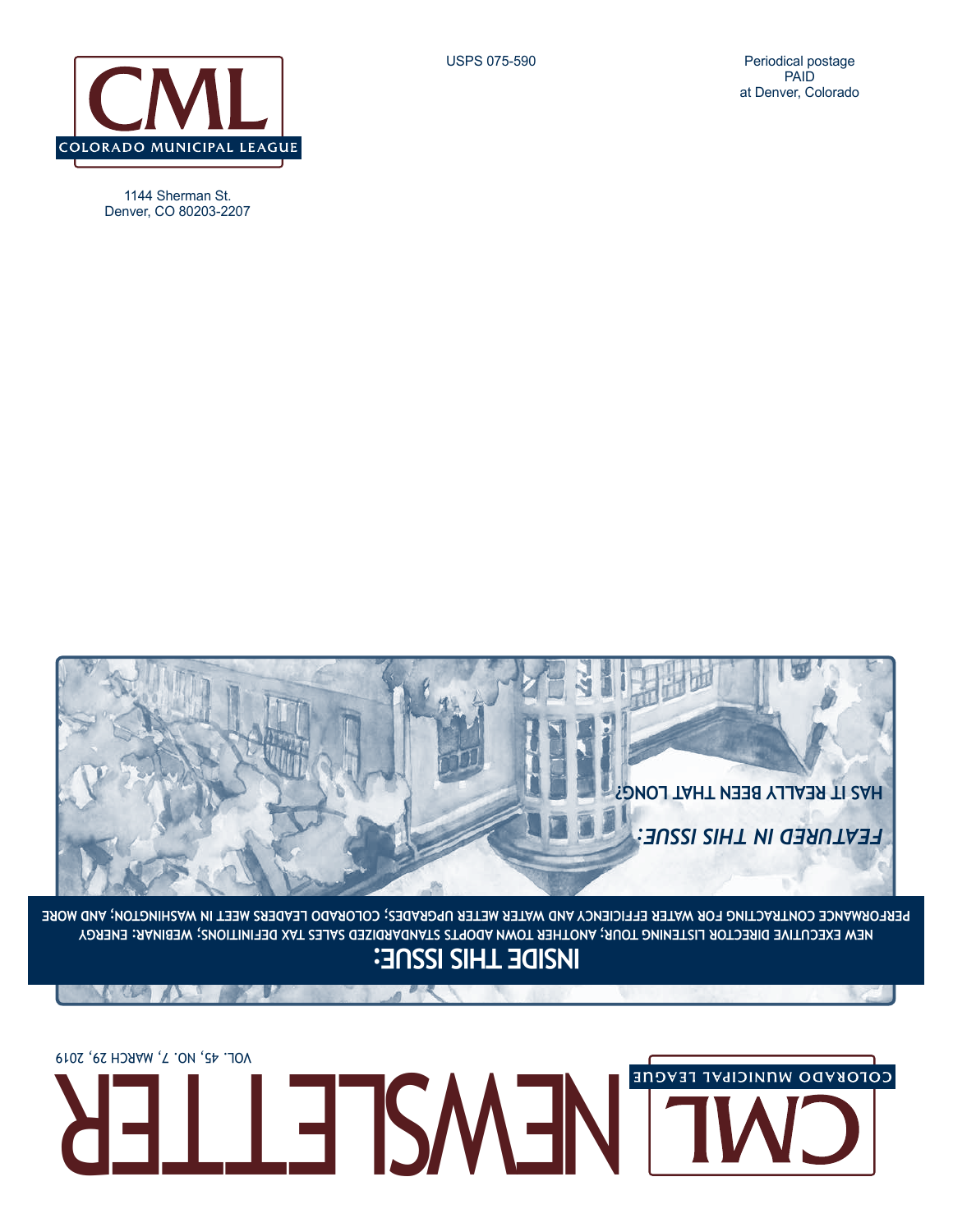CML

COLORADO MUNICIPAL LEAGUE

1144 Sherman St.
Denver, CO 80203-2207

USPS 075-590

Periodical postage
PAID
at Denver, Colorado

CML NEWSLETTER

COLORADO MUNICIPAL LEAGUE

VOL. 45, NO. 7, MARCH 29, 2019

*FEATURED IN THIS ISSUE:*

**HAS IT REALLY BEEN THAT LONG?**

**INSIDE THIS ISSUE:**

NEW EXECUTIVE DIRECTOR LISTENING TOUR; ANOTHER TOWN ADOPTS STANDARDIZED SALES TAX DEFINITIONS; WEBINAR: ENERGY PERFORMANCE CONTRACTING FOR WATER EFFICIENCY AND WATER METER UPGRADES; COLORADO LEADERS MEET IN WASHINGTON; AND MORE